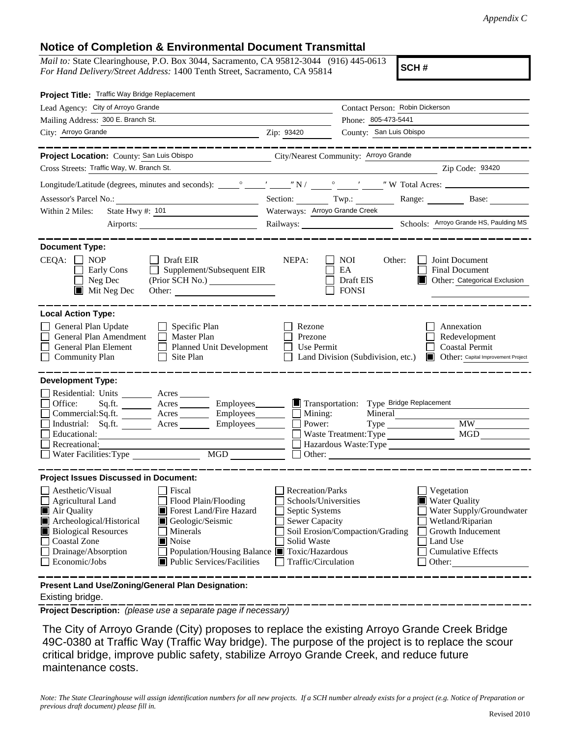*Appendix C*

# Notice of Completion & Environmental Document Transmittal

*Mail to:* State Clearinghouse, P.O. Box 3044, Sacramento, CA 95812-3044 (916) 445-0613
*For Hand Delivery/Street Address:* 1400 Tenth Street, Sacramento, CA 95814

**SCH #**

**Project Title:** Traffic Way Bridge Replacement

Lead Agency: City of Arroyo Grande
Contact Person: Robin Dickerson
Mailing Address: 300 E. Branch St.
Phone: 805-473-5441
City: Arroyo Grande
Zip: 93420
County: San Luis Obispo

**Project Location:** County: San Luis Obispo
City/Nearest Community: Arroyo Grande
Cross Streets: Traffic Way, W. Branch St.
Zip Code: 93420

Longitude/Latitude (degrees, minutes and seconds): \_\_\_° \_\_\_′ \_\_\_″ N / \_\_\_° \_\_\_′ \_\_\_″ W Total Acres: \_\_\_\_\_\_

Assessor's Parcel No.: \_\_\_\_\_\_ Section: \_\_\_\_ Twp.: \_\_\_\_ Range: \_\_\_\_ Base: \_\_\_\_

Within 2 Miles: State Hwy #: 101
Waterways: Arroyo Grande Creek
Airports: \_\_\_\_\_\_
Railways: \_\_\_\_\_\_
Schools: Arroyo Grande HS, Paulding MS

**Document Type:**

CEQA:
- [ ] NOP
- [ ] Early Cons
- [ ] Neg Dec
- [x] Mit Neg Dec
- [ ] Draft EIR
- [ ] Supplement/Subsequent EIR (Prior SCH No.) \_\_\_\_\_\_
- Other: \_\_\_\_\_\_

NEPA:
- [ ] NOI
- [ ] EA
- [ ] Draft EIS
- [ ] FONSI

Other:
- [ ] Joint Document
- [ ] Final Document
- [x] Other: Categorical Exclusion

**Local Action Type:**

- [ ] General Plan Update
- [ ] General Plan Amendment
- [ ] General Plan Element
- [ ] Community Plan
- [ ] Specific Plan
- [ ] Master Plan
- [ ] Planned Unit Development
- [ ] Site Plan
- [ ] Rezone
- [ ] Prezone
- [ ] Use Permit
- [ ] Land Division (Subdivision, etc.)
- [ ] Annexation
- [ ] Redevelopment
- [ ] Coastal Permit
- [x] Other: Capital Improvement Project

**Development Type:**

- [ ] Residential: Units \_\_\_\_ Acres \_\_\_\_
- [ ] Office: Sq.ft. \_\_\_\_ Acres \_\_\_\_ Employees \_\_\_\_
- [ ] Commercial: Sq.ft. \_\_\_\_ Acres \_\_\_\_ Employees \_\_\_\_
- [ ] Industrial: Sq.ft. \_\_\_\_ Acres \_\_\_\_ Employees \_\_\_\_
- [ ] Educational: \_\_\_\_
- [ ] Recreational: \_\_\_\_
- [ ] Water Facilities: Type \_\_\_\_ MGD \_\_\_\_
- [x] Transportation: Type Bridge Replacement
- [ ] Mining: Mineral \_\_\_\_
- [ ] Power: Type \_\_\_\_ MW \_\_\_\_
- [ ] Waste Treatment: Type \_\_\_\_ MGD \_\_\_\_
- [ ] Hazardous Waste: Type \_\_\_\_
- [ ] Other: \_\_\_\_

**Project Issues Discussed in Document:**

- [ ] Aesthetic/Visual
- [ ] Agricultural Land
- [x] Air Quality
- [x] Archeological/Historical
- [x] Biological Resources
- [ ] Coastal Zone
- [ ] Drainage/Absorption
- [ ] Economic/Jobs
- [ ] Fiscal
- [ ] Flood Plain/Flooding
- [x] Forest Land/Fire Hazard
- [x] Geologic/Seismic
- [ ] Minerals
- [x] Noise
- [ ] Population/Housing Balance
- [x] Public Services/Facilities
- [ ] Recreation/Parks
- [ ] Schools/Universities
- [ ] Septic Systems
- [ ] Sewer Capacity
- [ ] Soil Erosion/Compaction/Grading
- [ ] Solid Waste
- [x] Toxic/Hazardous
- [ ] Traffic/Circulation
- [ ] Vegetation
- [x] Water Quality
- [ ] Water Supply/Groundwater
- [ ] Wetland/Riparian
- [ ] Growth Inducement
- [ ] Land Use
- [ ] Cumulative Effects
- [ ] Other: \_\_\_\_

**Present Land Use/Zoning/General Plan Designation:**

Existing bridge.

**Project Description:** *(please use a separate page if necessary)*

The City of Arroyo Grande (City) proposes to replace the existing Arroyo Grande Creek Bridge 49C-0380 at Traffic Way (Traffic Way bridge). The purpose of the project is to replace the scour critical bridge, improve public safety, stabilize Arroyo Grande Creek, and reduce future maintenance costs.

*Note: The State Clearinghouse will assign identification numbers for all new projects. If a SCH number already exists for a project (e.g. Notice of Preparation or previous draft document) please fill in.*

Revised 2010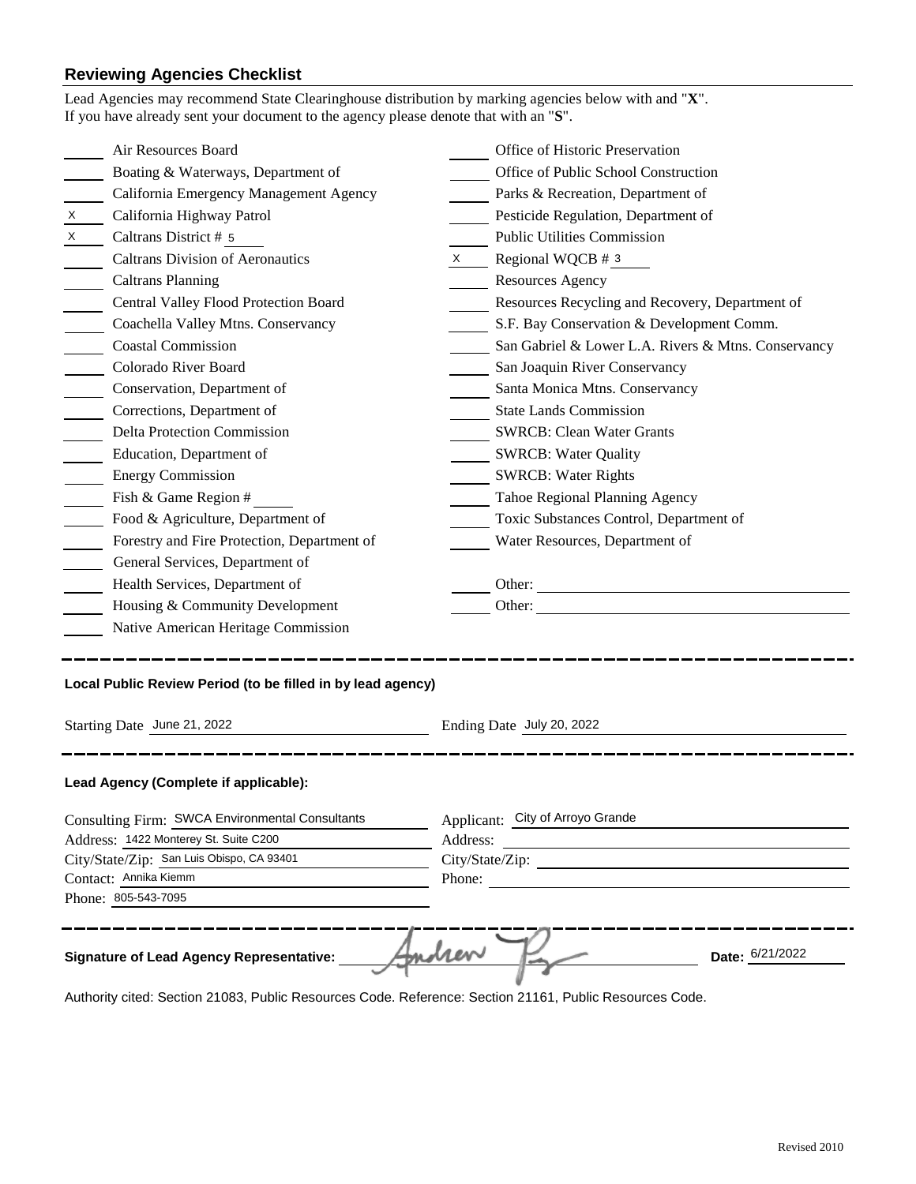## Reviewing Agencies Checklist

Lead Agencies may recommend State Clearinghouse distribution by marking agencies below with and "**X**".
If you have already sent your document to the agency please denote that with an "**S**".

| | | | |
|---|---|---|---|
| | Air Resources Board | | Office of Historic Preservation |
| | Boating & Waterways, Department of | | Office of Public School Construction |
| | California Emergency Management Agency | | Parks & Recreation, Department of |
| X | California Highway Patrol | | Pesticide Regulation, Department of |
| X | Caltrans District # 5 | | Public Utilities Commission |
| | Caltrans Division of Aeronautics | X | Regional WQCB # 3 |
| | Caltrans Planning | | Resources Agency |
| | Central Valley Flood Protection Board | | Resources Recycling and Recovery, Department of |
| | Coachella Valley Mtns. Conservancy | | S.F. Bay Conservation & Development Comm. |
| | Coastal Commission | | San Gabriel & Lower L.A. Rivers & Mtns. Conservancy |
| | Colorado River Board | | San Joaquin River Conservancy |
| | Conservation, Department of | | Santa Monica Mtns. Conservancy |
| | Corrections, Department of | | State Lands Commission |
| | Delta Protection Commission | | SWRCB: Clean Water Grants |
| | Education, Department of | | SWRCB: Water Quality |
| | Energy Commission | | SWRCB: Water Rights |
| | Fish & Game Region # | | Tahoe Regional Planning Agency |
| | Food & Agriculture, Department of | | Toxic Substances Control, Department of |
| | Forestry and Fire Protection, Department of | | Water Resources, Department of |
| | General Services, Department of | | |
| | Health Services, Department of | | Other: |
| | Housing & Community Development | | Other: |
| | Native American Heritage Commission | | |

**Local Public Review Period (to be filled in by lead agency)**

Starting Date June 21, 2022 Ending Date July 20, 2022

**Lead Agency (Complete if applicable):**

Consulting Firm: SWCA Environmental Consultants
Address: 1422 Monterey St. Suite C200
City/State/Zip: San Luis Obispo, CA 93401
Contact: Annika Kiemm
Phone: 805-543-7095

Applicant: City of Arroyo Grande
Address:
City/State/Zip:
Phone:

**Signature of Lead Agency Representative:** Andrew [signature] **Date:** 6/21/2022

Authority cited: Section 21083, Public Resources Code. Reference: Section 21161, Public Resources Code.

Revised 2010